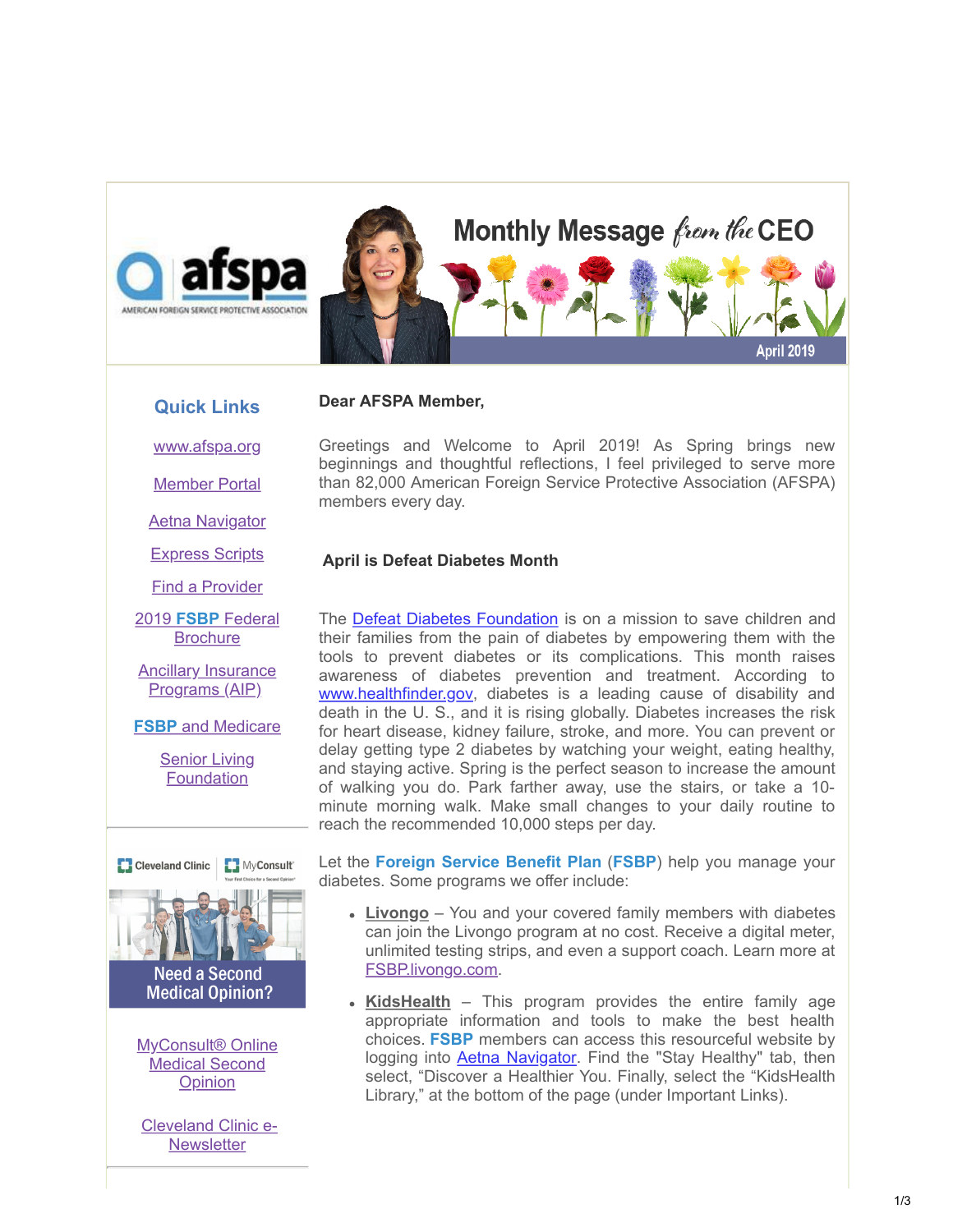afspa
AMERICAN FOREIGN SERVICE PROTECTIVE ASSOCIATION

# Monthly Message from the CEO

April 2019

## Quick Links

www.afspa.org

Member Portal

Aetna Navigator

Express Scripts

Find a Provider

2019 FSBP Federal Brochure

Ancillary Insurance Programs (AIP)

FSBP and Medicare

Senior Living Foundation

Cleveland Clinic | MyConsult

Need a Second Medical Opinion?

MyConsult® Online Medical Second Opinion

Cleveland Clinic e-Newsletter

**Dear AFSPA Member,**

Greetings and Welcome to April 2019! As Spring brings new beginnings and thoughtful reflections, I feel privileged to serve more than 82,000 American Foreign Service Protective Association (AFSPA) members every day.

### April is Defeat Diabetes Month

The Defeat Diabetes Foundation is on a mission to save children and their families from the pain of diabetes by empowering them with the tools to prevent diabetes or its complications. This month raises awareness of diabetes prevention and treatment. According to www.healthfinder.gov, diabetes is a leading cause of disability and death in the U. S., and it is rising globally. Diabetes increases the risk for heart disease, kidney failure, stroke, and more. You can prevent or delay getting type 2 diabetes by watching your weight, eating healthy, and staying active. Spring is the perfect season to increase the amount of walking you do. Park farther away, use the stairs, or take a 10-minute morning walk. Make small changes to your daily routine to reach the recommended 10,000 steps per day.

Let the **Foreign Service Benefit Plan** (**FSBP**) help you manage your diabetes. Some programs we offer include:

- **Livongo** – You and your covered family members with diabetes can join the Livongo program at no cost. Receive a digital meter, unlimited testing strips, and even a support coach. Learn more at FSBP.livongo.com.
- **KidsHealth** – This program provides the entire family age appropriate information and tools to make the best health choices. **FSBP** members can access this resourceful website by logging into Aetna Navigator. Find the "Stay Healthy" tab, then select, "Discover a Healthier You. Finally, select the "KidsHealth Library," at the bottom of the page (under Important Links).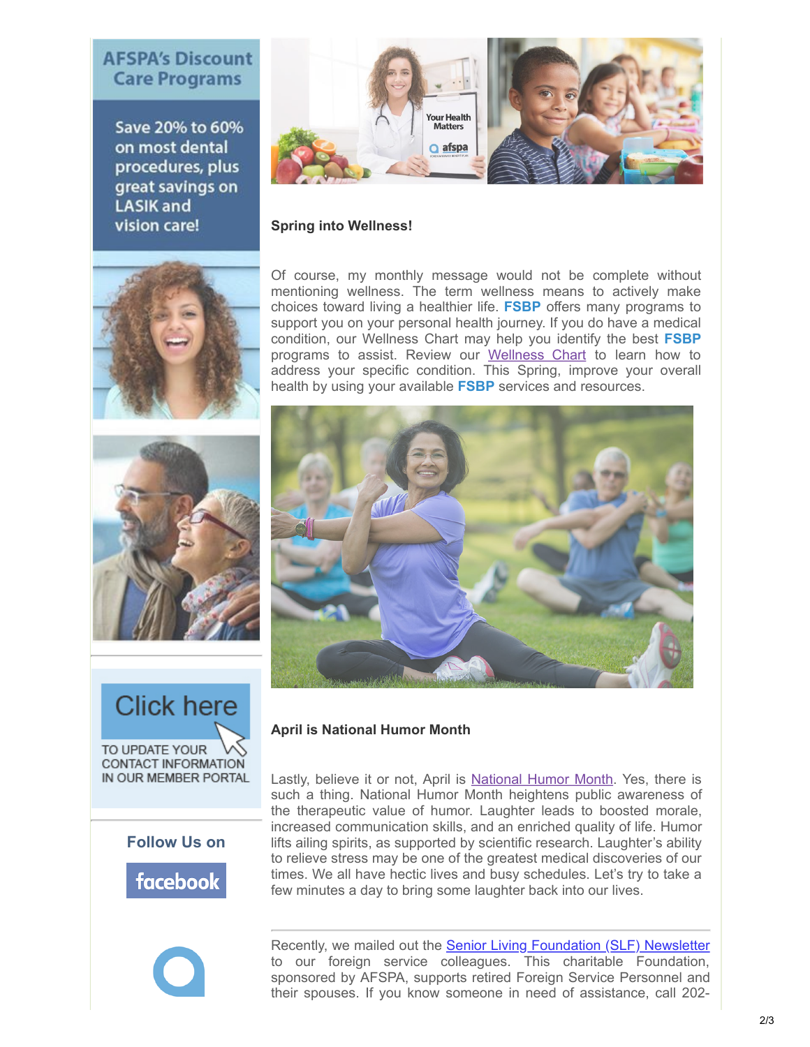AFSPA's Discount Care Programs

Save 20% to 60% on most dental procedures, plus great savings on LASIK and vision care!

Click here TO UPDATE YOUR CONTACT INFORMATION IN OUR MEMBER PORTAL

Follow Us on facebook

**Spring into Wellness!**

Of course, my monthly message would not be complete without mentioning wellness. The term wellness means to actively make choices toward living a healthier life. **FSBP** offers many programs to support you on your personal health journey. If you do have a medical condition, our Wellness Chart may help you identify the best **FSBP** programs to assist. Review our Wellness Chart to learn how to address your specific condition. This Spring, improve your overall health by using your available **FSBP** services and resources.

**April is National Humor Month**

Lastly, believe it or not, April is National Humor Month. Yes, there is such a thing. National Humor Month heightens public awareness of the therapeutic value of humor. Laughter leads to boosted morale, increased communication skills, and an enriched quality of life. Humor lifts ailing spirits, as supported by scientific research. Laughter's ability to relieve stress may be one of the greatest medical discoveries of our times. We all have hectic lives and busy schedules. Let's try to take a few minutes a day to bring some laughter back into our lives.

---

Recently, we mailed out the Senior Living Foundation (SLF) Newsletter to our foreign service colleagues. This charitable Foundation, sponsored by AFSPA, supports retired Foreign Service Personnel and their spouses. If you know someone in need of assistance, call 202-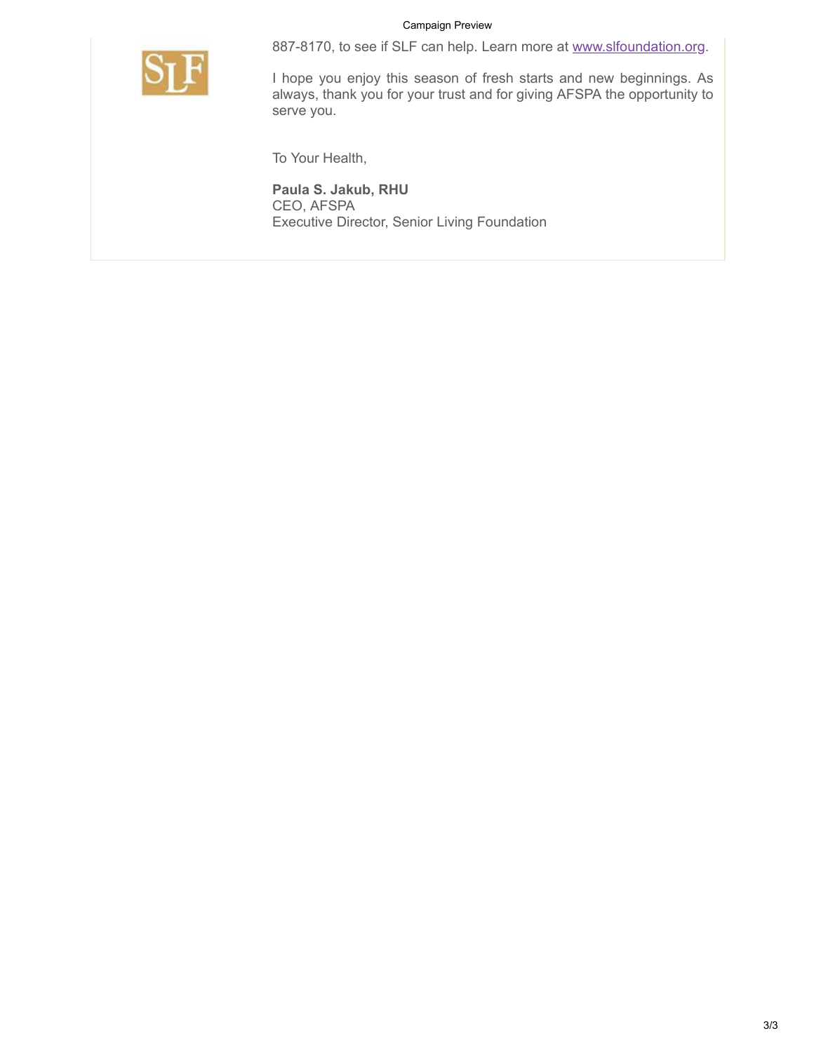887-8170, to see if SLF can help. Learn more at [www.slfoundation.org](http://www.slfoundation.org).

I hope you enjoy this season of fresh starts and new beginnings. As always, thank you for your trust and for giving AFSPA the opportunity to serve you.

To Your Health,

**Paula S. Jakub, RHU**
CEO, AFSPA
Executive Director, Senior Living Foundation